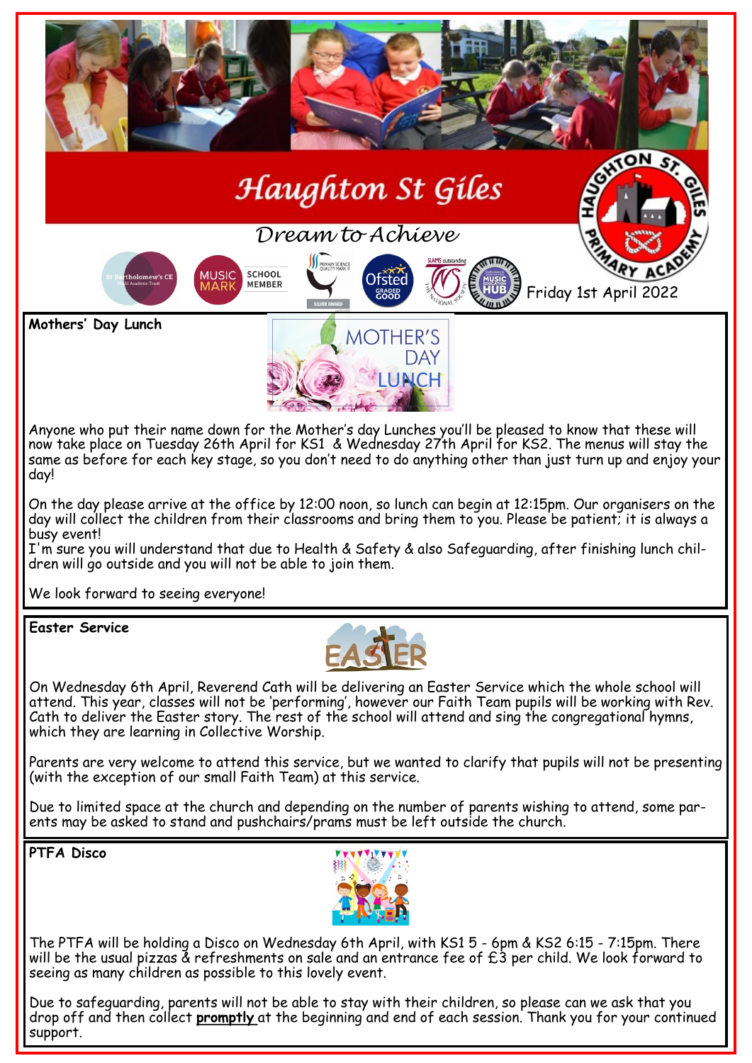# Haughton St Giles

*Dream to Achieve*

Friday 1st April 2022

## Mothers' Day Lunch

MOTHER'S DAY LUNCH

Anyone who put their name down for the Mother's day Lunches you'll be pleased to know that these will now take place on Tuesday 26th April for KS1 & Wednesday 27th April for KS2. The menus will stay the same as before for each key stage, so you don't need to do anything other than just turn up and enjoy your day!

On the day please arrive at the office by 12:00 noon, so lunch can begin at 12:15pm. Our organisers on the day will collect the children from their classrooms and bring them to you. Please be patient; it is always a busy event!
I'm sure you will understand that due to Health & Safety & also Safeguarding, after finishing lunch children will go outside and you will not be able to join them.

We look forward to seeing everyone!

## Easter Service

On Wednesday 6th April, Reverend Cath will be delivering an Easter Service which the whole school will attend. This year, classes will not be 'performing', however our Faith Team pupils will be working with Rev. Cath to deliver the Easter story. The rest of the school will attend and sing the congregational hymns, which they are learning in Collective Worship.

Parents are very welcome to attend this service, but we wanted to clarify that pupils will not be presenting (with the exception of our small Faith Team) at this service.

Due to limited space at the church and depending on the number of parents wishing to attend, some parents may be asked to stand and pushchairs/prams must be left outside the church.

## PTFA Disco

The PTFA will be holding a Disco on Wednesday 6th April, with KS1 5 - 6pm & KS2 6:15 - 7:15pm. There will be the usual pizzas & refreshments on sale and an entrance fee of £3 per child. We look forward to seeing as many children as possible to this lovely event.

Due to safeguarding, parents will not be able to stay with their children, so please can we ask that you drop off and then collect **promptly** at the beginning and end of each session. Thank you for your continued support.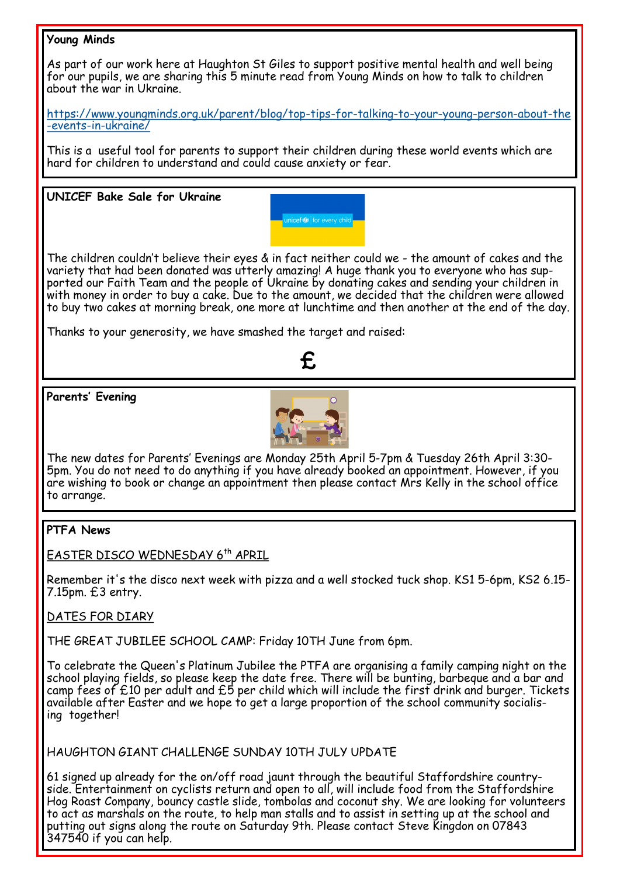## Young Minds

As part of our work here at Haughton St Giles to support positive mental health and well being for our pupils, we are sharing this 5 minute read from Young Minds on how to talk to children about the war in Ukraine.

https://www.youngminds.org.uk/parent/blog/top-tips-for-talking-to-your-young-person-about-the-events-in-ukraine/

This is a useful tool for parents to support their children during these world events which are hard for children to understand and could cause anxiety or fear.

## UNICEF Bake Sale for Ukraine

unicef | for every child

The children couldn't believe their eyes & in fact neither could we - the amount of cakes and the variety that had been donated was utterly amazing! A huge thank you to everyone who has supported our Faith Team and the people of Ukraine by donating cakes and sending your children in with money in order to buy a cake. Due to the amount, we decided that the children were allowed to buy two cakes at morning break, one more at lunchtime and then another at the end of the day.

Thanks to your generosity, we have smashed the target and raised:

£

## Parents' Evening

The new dates for Parents' Evenings are Monday 25th April 5-7pm & Tuesday 26th April 3:30-5pm. You do not need to do anything if you have already booked an appointment. However, if you are wishing to book or change an appointment then please contact Mrs Kelly in the school office to arrange.

## PTFA News

EASTER DISCO WEDNESDAY 6th APRIL

Remember it's the disco next week with pizza and a well stocked tuck shop. KS1 5-6pm, KS2 6.15-7.15pm. £3 entry.

DATES FOR DIARY

THE GREAT JUBILEE SCHOOL CAMP: Friday 10TH June from 6pm.

To celebrate the Queen's Platinum Jubilee the PTFA are organising a family camping night on the school playing fields, so please keep the date free. There will be bunting, barbeque and a bar and camp fees of £10 per adult and £5 per child which will include the first drink and burger. Tickets available after Easter and we hope to get a large proportion of the school community socialising together!

HAUGHTON GIANT CHALLENGE SUNDAY 10TH JULY UPDATE

61 signed up already for the on/off road jaunt through the beautiful Staffordshire countryside. Entertainment on cyclists return and open to all, will include food from the Staffordshire Hog Roast Company, bouncy castle slide, tombolas and coconut shy. We are looking for volunteers to act as marshals on the route, to help man stalls and to assist in setting up at the school and putting out signs along the route on Saturday 9th. Please contact Steve Kingdon on 07843 347540 if you can help.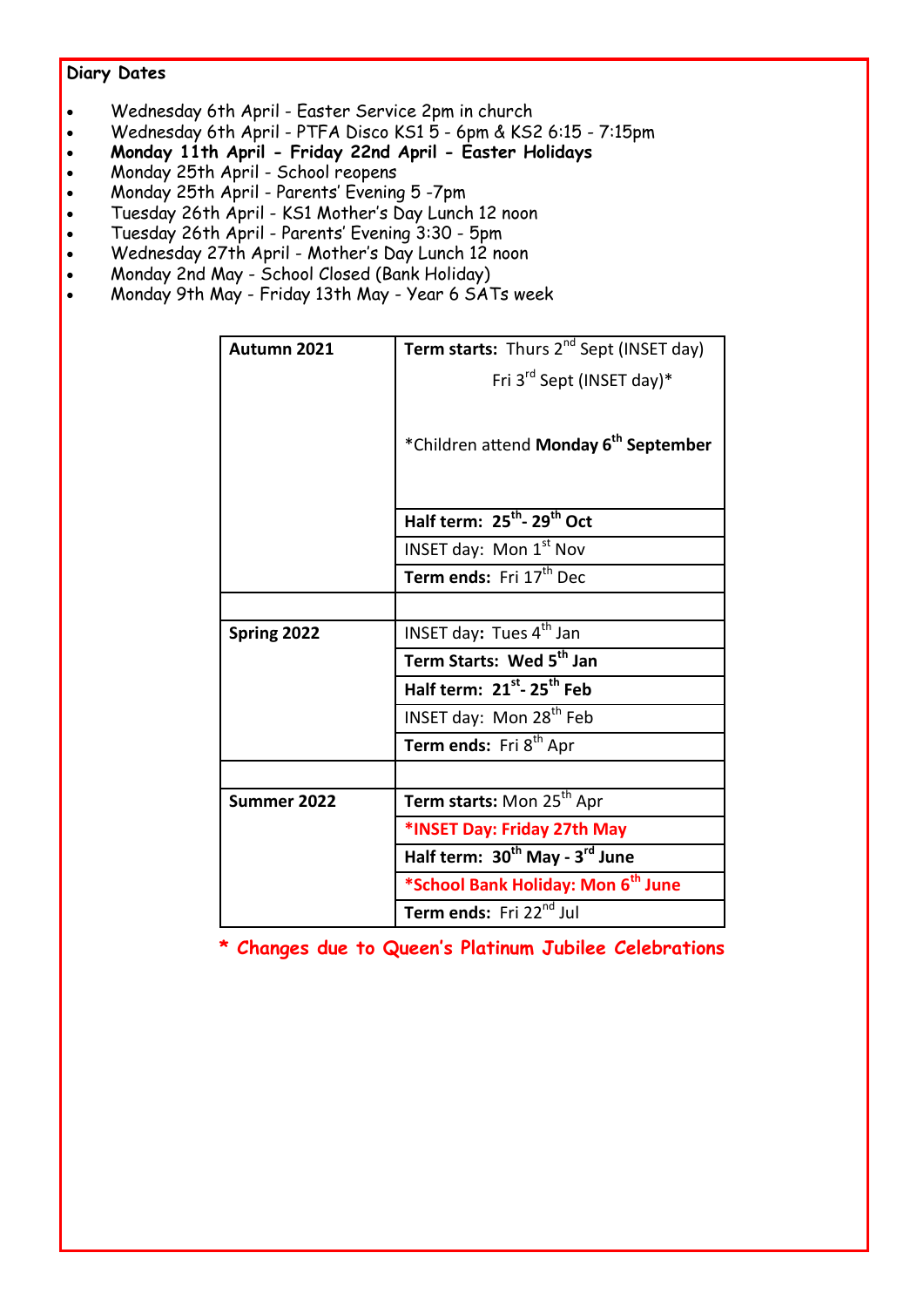**Diary Dates**

- Wednesday 6th April - Easter Service 2pm in church
- Wednesday 6th April - PTFA Disco KS1 5 - 6pm & KS2 6:15 - 7:15pm
- **Monday 11th April - Friday 22nd April - Easter Holidays**
- Monday 25th April - School reopens
- Monday 25th April - Parents' Evening 5 -7pm
- Tuesday 26th April - KS1 Mother's Day Lunch 12 noon
- Tuesday 26th April - Parents' Evening 3:30 - 5pm
- Wednesday 27th April - Mother's Day Lunch 12 noon
- Monday 2nd May - School Closed (Bank Holiday)
- Monday 9th May - Friday 13th May - Year 6 SATs week

| | |
|---|---|
| **Autumn 2021** | **Term starts:** Thurs 2nd Sept (INSET day)<br>Fri 3rd Sept (INSET day)*<br><br>*Children attend **Monday 6th September** |
| | **Half term: 25th- 29th Oct** |
| | INSET day: Mon 1st Nov |
| | **Term ends:** Fri 17th Dec |
| | |
| **Spring 2022** | INSET day: Tues 4th Jan |
| | **Term Starts: Wed 5th Jan** |
| | **Half term: 21st- 25th Feb** |
| | INSET day: Mon 28th Feb |
| | **Term ends:** Fri 8th Apr |
| | |
| **Summer 2022** | **Term starts:** Mon 25th Apr |
| | ***INSET Day: Friday 27th May** |
| | **Half term: 30th May - 3rd June** |
| | ***School Bank Holiday: Mon 6th June** |
| | **Term ends:** Fri 22nd Jul |

***\* Changes due to Queen's Platinum Jubilee Celebrations***